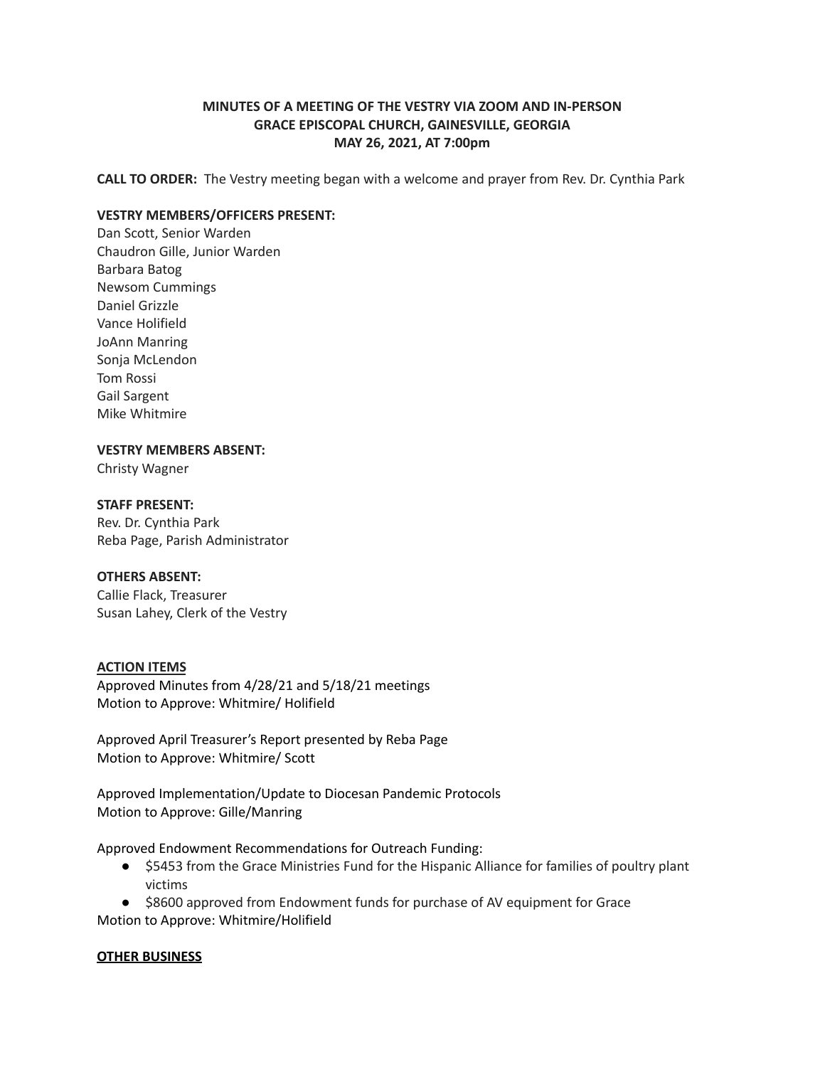**MINUTES OF A MEETING OF THE VESTRY VIA ZOOM AND IN-PERSON**
**GRACE EPISCOPAL CHURCH, GAINESVILLE, GEORGIA**
**MAY 26, 2021, AT 7:00pm**

**CALL TO ORDER:** The Vestry meeting began with a welcome and prayer from Rev. Dr. Cynthia Park

**VESTRY MEMBERS/OFFICERS PRESENT:**
Dan Scott, Senior Warden
Chaudron Gille, Junior Warden
Barbara Batog
Newsom Cummings
Daniel Grizzle
Vance Holifield
JoAnn Manring
Sonja McLendon
Tom Rossi
Gail Sargent
Mike Whitmire

**VESTRY MEMBERS ABSENT:**
Christy Wagner

**STAFF PRESENT:**
Rev. Dr. Cynthia Park
Reba Page, Parish Administrator

**OTHERS ABSENT:**
Callie Flack, Treasurer
Susan Lahey, Clerk of the Vestry

**ACTION ITEMS**

Approved Minutes from 4/28/21 and 5/18/21 meetings
Motion to Approve: Whitmire/ Holifield

Approved April Treasurer's Report presented by Reba Page
Motion to Approve: Whitmire/ Scott

Approved Implementation/Update to Diocesan Pandemic Protocols
Motion to Approve: Gille/Manring

Approved Endowment Recommendations for Outreach Funding:

- $5453 from the Grace Ministries Fund for the Hispanic Alliance for families of poultry plant victims
- $8600 approved from Endowment funds for purchase of AV equipment for Grace

Motion to Approve: Whitmire/Holifield

**OTHER BUSINESS**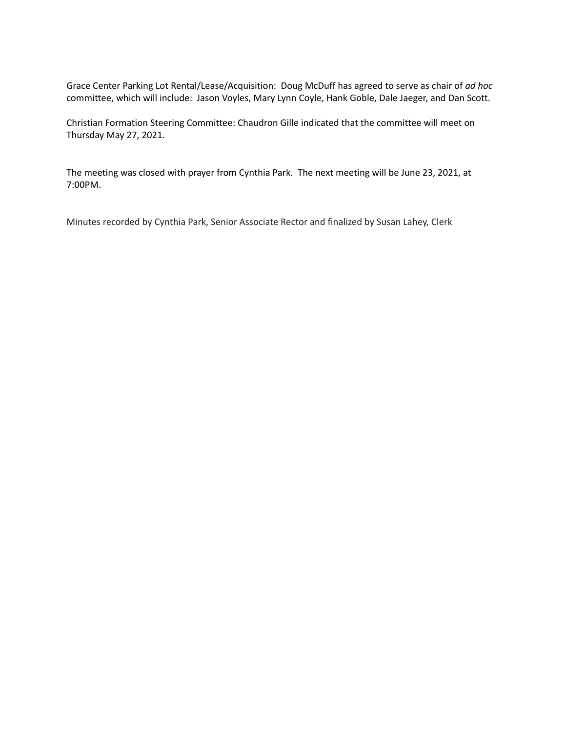Grace Center Parking Lot Rental/Lease/Acquisition: Doug McDuff has agreed to serve as chair of *ad hoc* committee, which will include: Jason Voyles, Mary Lynn Coyle, Hank Goble, Dale Jaeger, and Dan Scott.

Christian Formation Steering Committee: Chaudron Gille indicated that the committee will meet on Thursday May 27, 2021.

The meeting was closed with prayer from Cynthia Park. The next meeting will be June 23, 2021, at 7:00PM.

Minutes recorded by Cynthia Park, Senior Associate Rector and finalized by Susan Lahey, Clerk